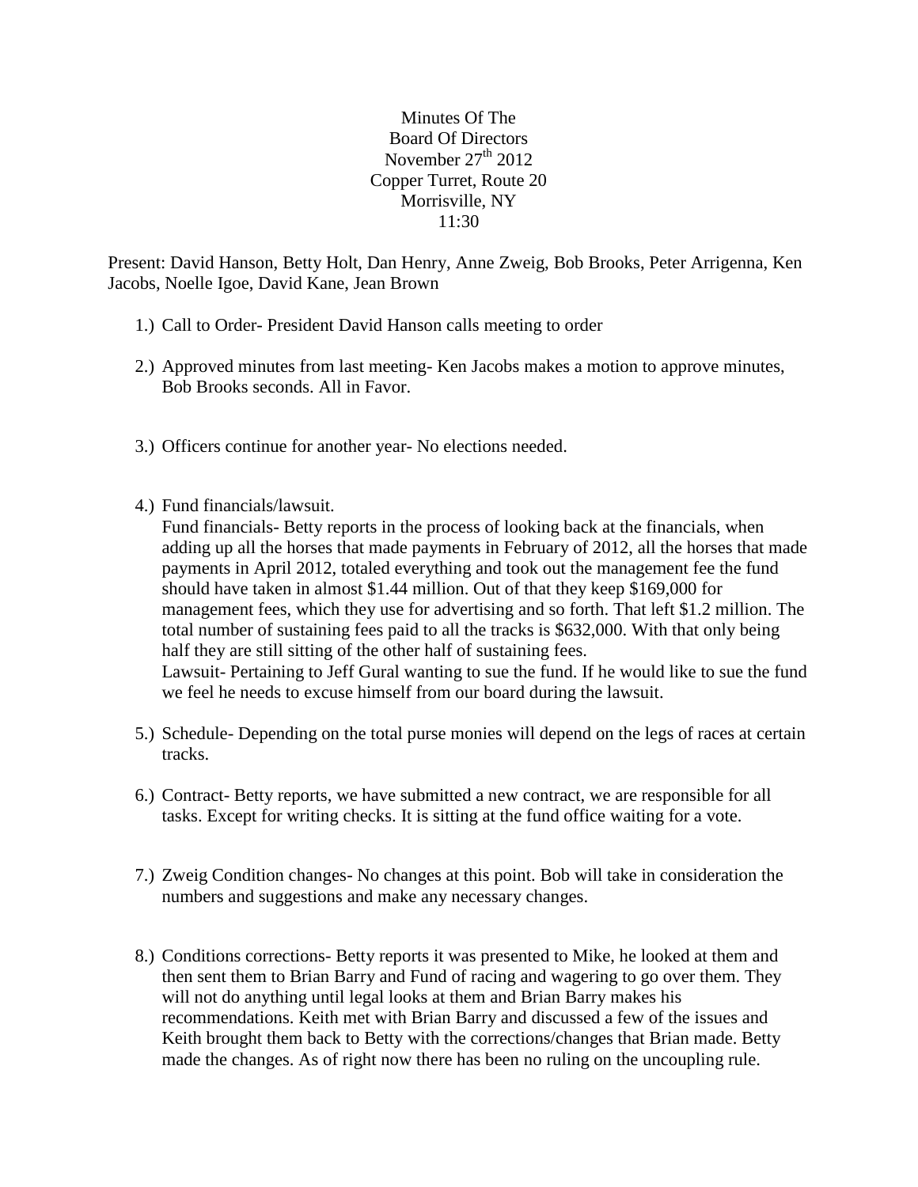Minutes Of The
Board Of Directors
November 27th 2012
Copper Turret, Route 20
Morrisville, NY
11:30

Present: David Hanson, Betty Holt, Dan Henry, Anne Zweig, Bob Brooks, Peter Arrigenna, Ken Jacobs, Noelle Igoe, David Kane, Jean Brown

1.) Call to Order- President David Hanson calls meeting to order

2.) Approved minutes from last meeting- Ken Jacobs makes a motion to approve minutes, Bob Brooks seconds. All in Favor.

3.) Officers continue for another year- No elections needed.

4.) Fund financials/lawsuit.
Fund financials- Betty reports in the process of looking back at the financials, when adding up all the horses that made payments in February of 2012, all the horses that made payments in April 2012, totaled everything and took out the management fee the fund should have taken in almost $1.44 million. Out of that they keep $169,000 for management fees, which they use for advertising and so forth. That left $1.2 million. The total number of sustaining fees paid to all the tracks is $632,000. With that only being half they are still sitting of the other half of sustaining fees.
Lawsuit- Pertaining to Jeff Gural wanting to sue the fund. If he would like to sue the fund we feel he needs to excuse himself from our board during the lawsuit.

5.) Schedule- Depending on the total purse monies will depend on the legs of races at certain tracks.

6.) Contract- Betty reports, we have submitted a new contract, we are responsible for all tasks. Except for writing checks. It is sitting at the fund office waiting for a vote.

7.) Zweig Condition changes- No changes at this point. Bob will take in consideration the numbers and suggestions and make any necessary changes.

8.) Conditions corrections- Betty reports it was presented to Mike, he looked at them and then sent them to Brian Barry and Fund of racing and wagering to go over them. They will not do anything until legal looks at them and Brian Barry makes his recommendations. Keith met with Brian Barry and discussed a few of the issues and Keith brought them back to Betty with the corrections/changes that Brian made. Betty made the changes. As of right now there has been no ruling on the uncoupling rule.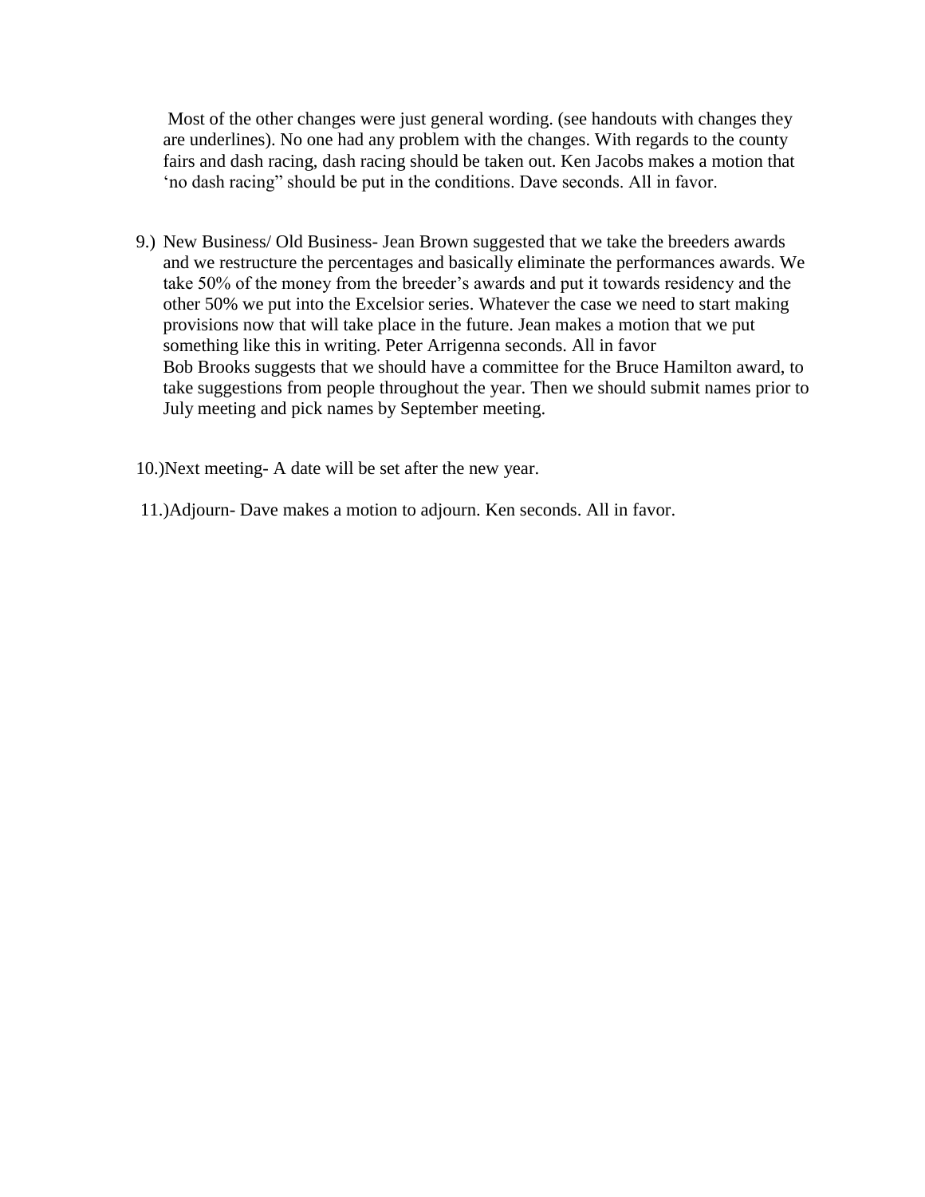Most of the other changes were just general wording. (see handouts with changes they are underlines). No one had any problem with the changes. With regards to the county fairs and dash racing, dash racing should be taken out. Ken Jacobs makes a motion that 'no dash racing" should be put in the conditions. Dave seconds. All in favor.

9.) New Business/ Old Business- Jean Brown suggested that we take the breeders awards and we restructure the percentages and basically eliminate the performances awards. We take 50% of the money from the breeder's awards and put it towards residency and the other 50% we put into the Excelsior series. Whatever the case we need to start making provisions now that will take place in the future. Jean makes a motion that we put something like this in writing. Peter Arrigenna seconds. All in favor
Bob Brooks suggests that we should have a committee for the Bruce Hamilton award, to take suggestions from people throughout the year. Then we should submit names prior to July meeting and pick names by September meeting.

10.)Next meeting- A date will be set after the new year.

11.)Adjourn- Dave makes a motion to adjourn. Ken seconds. All in favor.